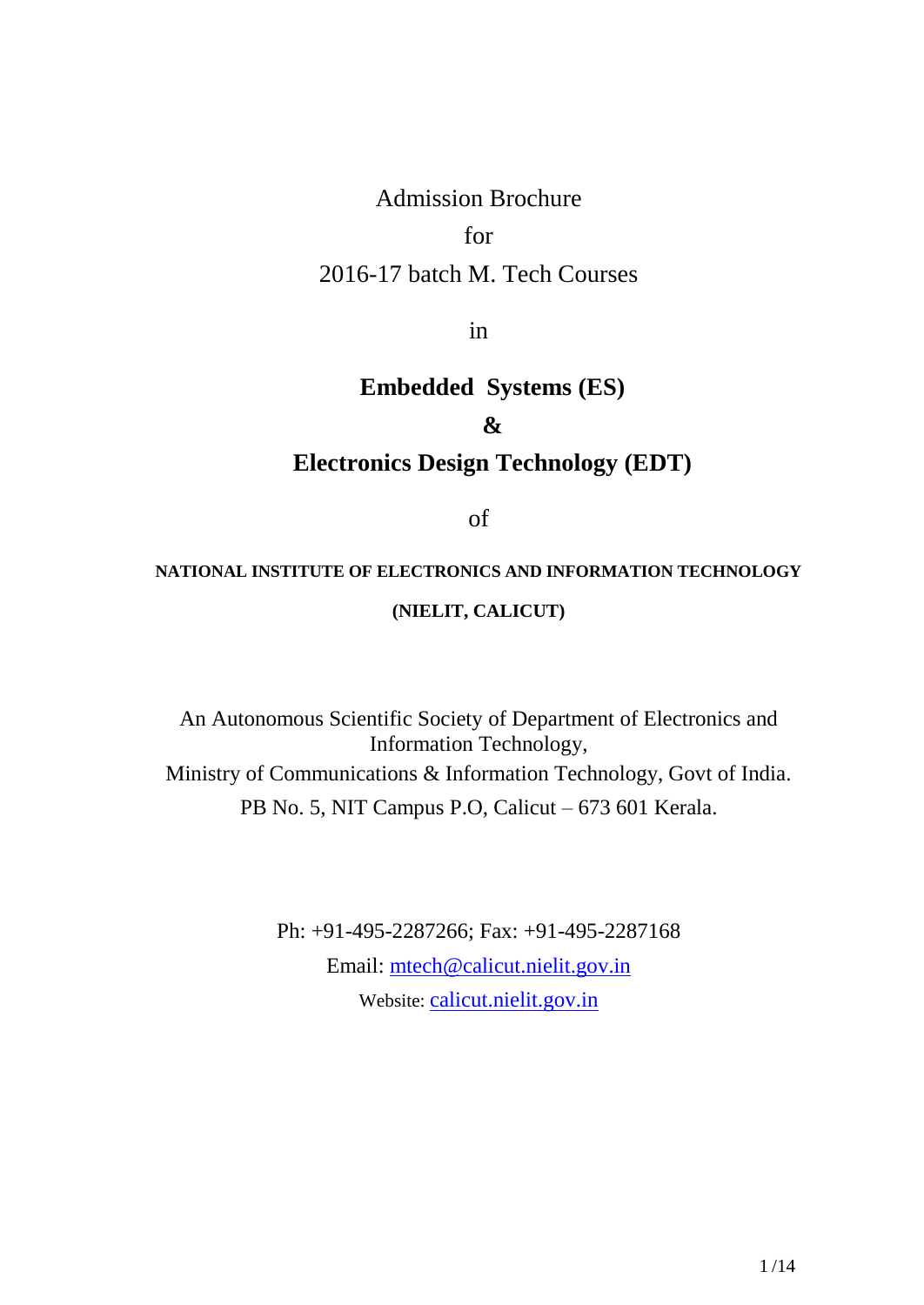Admission Brochure

for

2016-17 batch M. Tech Courses

in

# Embedded Systems (ES)

# &

# Electronics Design Technology (EDT)

of

**NATIONAL INSTITUTE OF ELECTRONICS AND INFORMATION TECHNOLOGY**

**(NIELIT, CALICUT)**

An Autonomous Scientific Society of Department of Electronics and Information Technology,
Ministry of Communications & Information Technology, Govt of India.
PB No. 5, NIT Campus P.O, Calicut – 673 601 Kerala.

Ph: +91-495-2287266; Fax: +91-495-2287168
Email: mtech@calicut.nielit.gov.in
Website: calicut.nielit.gov.in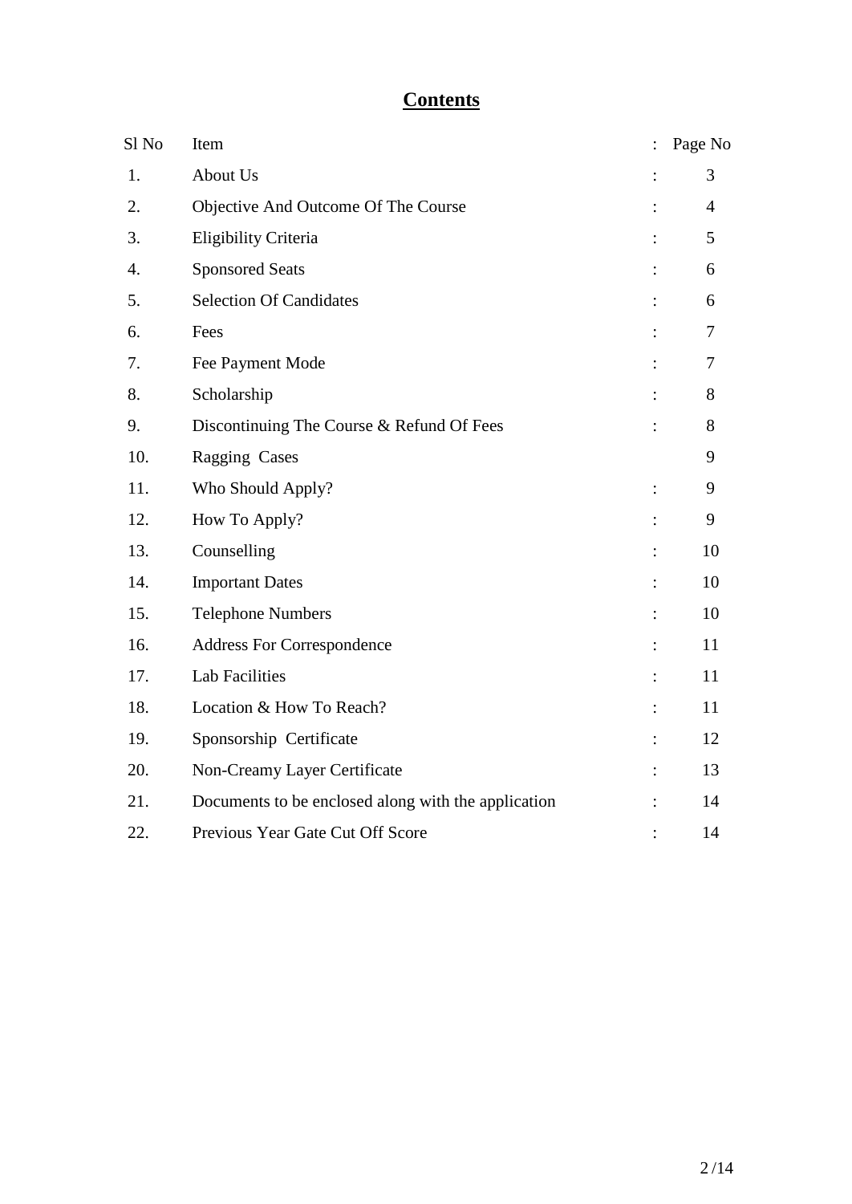# **Contents**

| Sl No | Item | : | Page No |
|---|---|---|---|
| 1. | About Us | : | 3 |
| 2. | Objective And Outcome Of The Course | : | 4 |
| 3. | Eligibility Criteria | : | 5 |
| 4. | Sponsored Seats | : | 6 |
| 5. | Selection Of Candidates | : | 6 |
| 6. | Fees | : | 7 |
| 7. | Fee Payment Mode | : | 7 |
| 8. | Scholarship | : | 8 |
| 9. | Discontinuing The Course & Refund Of Fees | : | 8 |
| 10. | Ragging Cases | | 9 |
| 11. | Who Should Apply? | : | 9 |
| 12. | How To Apply? | : | 9 |
| 13. | Counselling | : | 10 |
| 14. | Important Dates | : | 10 |
| 15. | Telephone Numbers | : | 10 |
| 16. | Address For Correspondence | : | 11 |
| 17. | Lab Facilities | : | 11 |
| 18. | Location & How To Reach? | : | 11 |
| 19. | Sponsorship Certificate | : | 12 |
| 20. | Non-Creamy Layer Certificate | : | 13 |
| 21. | Documents to be enclosed along with the application | : | 14 |
| 22. | Previous Year Gate Cut Off Score | : | 14 |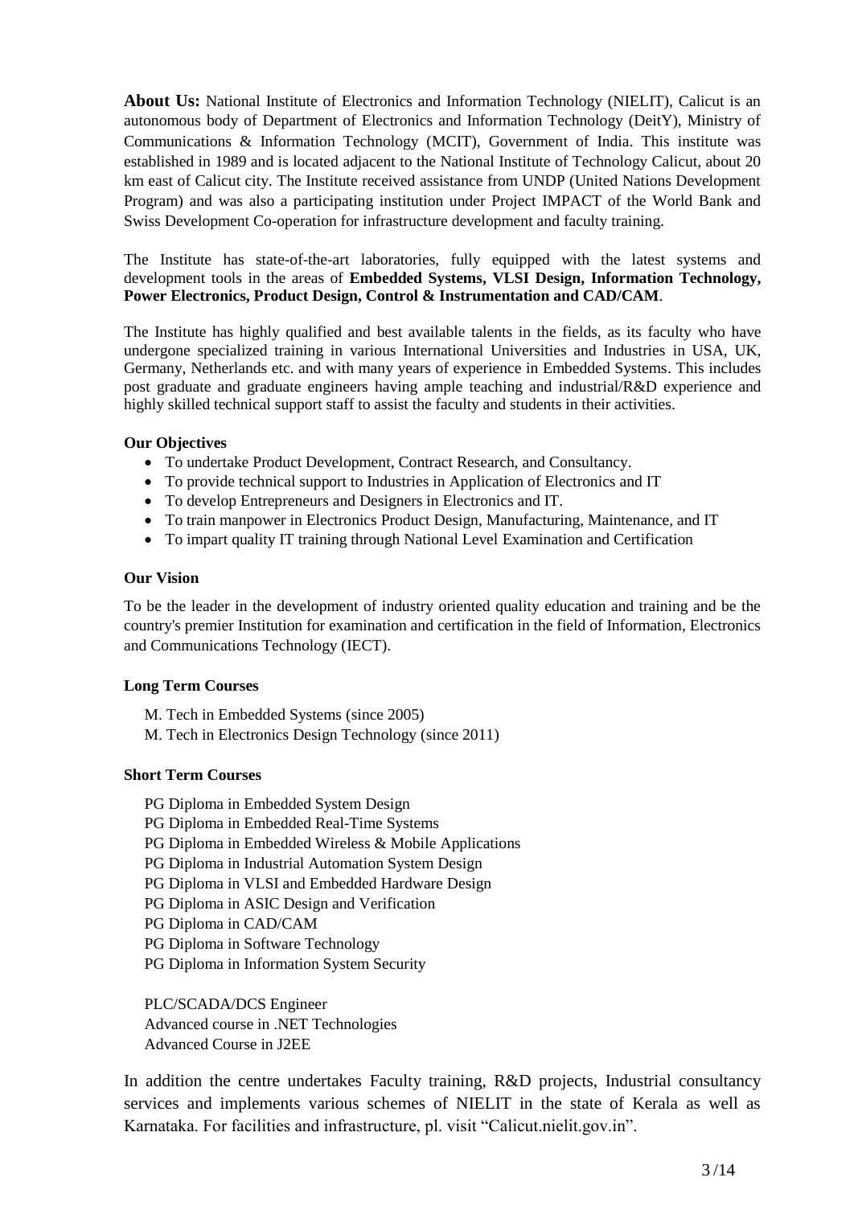**About Us:** National Institute of Electronics and Information Technology (NIELIT), Calicut is an autonomous body of Department of Electronics and Information Technology (DeitY), Ministry of Communications & Information Technology (MCIT), Government of India. This institute was established in 1989 and is located adjacent to the National Institute of Technology Calicut, about 20 km east of Calicut city. The Institute received assistance from UNDP (United Nations Development Program) and was also a participating institution under Project IMPACT of the World Bank and Swiss Development Co-operation for infrastructure development and faculty training.

The Institute has state-of-the-art laboratories, fully equipped with the latest systems and development tools in the areas of **Embedded Systems, VLSI Design, Information Technology, Power Electronics, Product Design, Control & Instrumentation and CAD/CAM**.

The Institute has highly qualified and best available talents in the fields, as its faculty who have undergone specialized training in various International Universities and Industries in USA, UK, Germany, Netherlands etc. and with many years of experience in Embedded Systems. This includes post graduate and graduate engineers having ample teaching and industrial/R&D experience and highly skilled technical support staff to assist the faculty and students in their activities.

**Our Objectives**

- To undertake Product Development, Contract Research, and Consultancy.
- To provide technical support to Industries in Application of Electronics and IT
- To develop Entrepreneurs and Designers in Electronics and IT.
- To train manpower in Electronics Product Design, Manufacturing, Maintenance, and IT
- To impart quality IT training through National Level Examination and Certification

**Our Vision**

To be the leader in the development of industry oriented quality education and training and be the country's premier Institution for examination and certification in the field of Information, Electronics and Communications Technology (IECT).

**Long Term Courses**

M. Tech in Embedded Systems (since 2005)
M. Tech in Electronics Design Technology (since 2011)

**Short Term Courses**

PG Diploma in Embedded System Design
PG Diploma in Embedded Real-Time Systems
PG Diploma in Embedded Wireless & Mobile Applications
PG Diploma in Industrial Automation System Design
PG Diploma in VLSI and Embedded Hardware Design
PG Diploma in ASIC Design and Verification
PG Diploma in CAD/CAM
PG Diploma in Software Technology
PG Diploma in Information System Security

PLC/SCADA/DCS Engineer
Advanced course in .NET Technologies
Advanced Course in J2EE

In addition the centre undertakes Faculty training, R&D projects, Industrial consultancy services and implements various schemes of NIELIT in the state of Kerala as well as Karnataka. For facilities and infrastructure, pl. visit "Calicut.nielit.gov.in".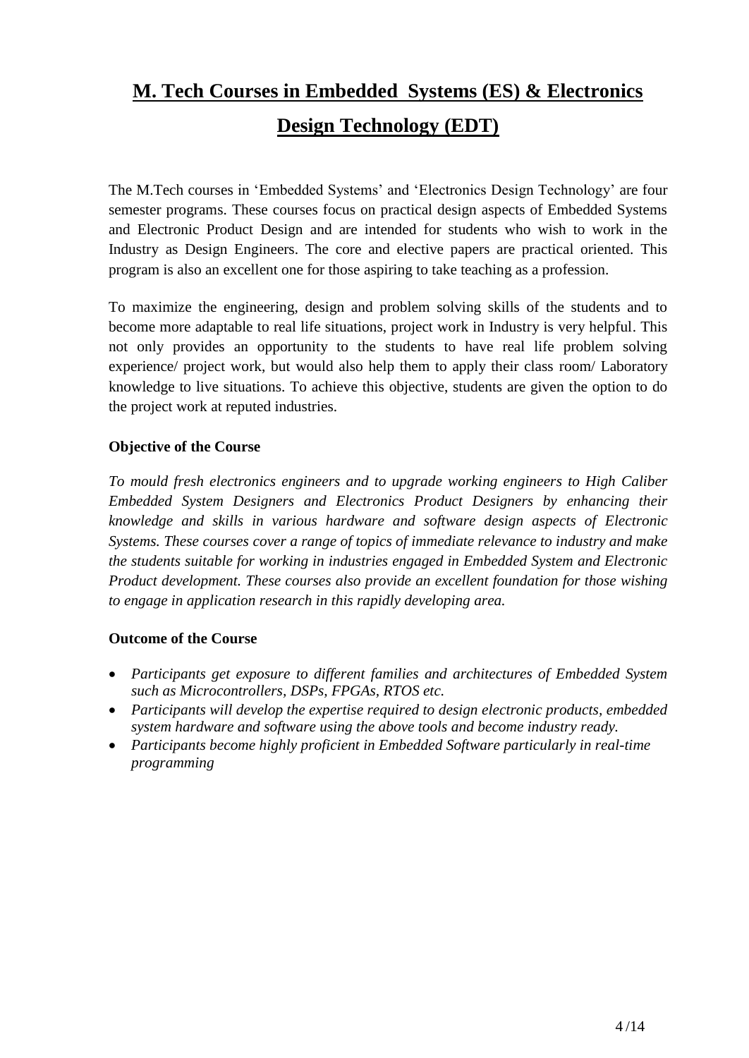# M. Tech Courses in Embedded Systems (ES) & Electronics Design Technology (EDT)

The M.Tech courses in 'Embedded Systems' and 'Electronics Design Technology' are four semester programs. These courses focus on practical design aspects of Embedded Systems and Electronic Product Design and are intended for students who wish to work in the Industry as Design Engineers. The core and elective papers are practical oriented. This program is also an excellent one for those aspiring to take teaching as a profession.

To maximize the engineering, design and problem solving skills of the students and to become more adaptable to real life situations, project work in Industry is very helpful. This not only provides an opportunity to the students to have real life problem solving experience/ project work, but would also help them to apply their class room/ Laboratory knowledge to live situations. To achieve this objective, students are given the option to do the project work at reputed industries.

**Objective of the Course**

*To mould fresh electronics engineers and to upgrade working engineers to High Caliber Embedded System Designers and Electronics Product Designers by enhancing their knowledge and skills in various hardware and software design aspects of Electronic Systems. These courses cover a range of topics of immediate relevance to industry and make the students suitable for working in industries engaged in Embedded System and Electronic Product development. These courses also provide an excellent foundation for those wishing to engage in application research in this rapidly developing area.*

**Outcome of the Course**

- *Participants get exposure to different families and architectures of Embedded System such as Microcontrollers, DSPs, FPGAs, RTOS etc.*
- *Participants will develop the expertise required to design electronic products, embedded system hardware and software using the above tools and become industry ready.*
- *Participants become highly proficient in Embedded Software particularly in real-time programming*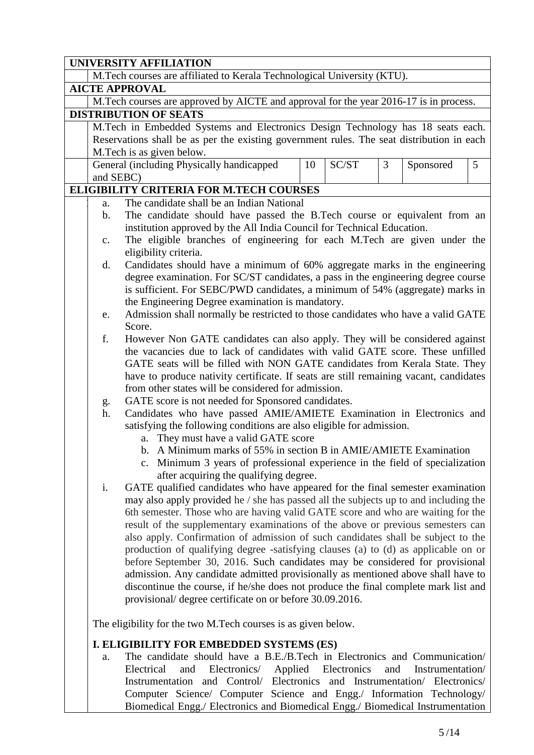## UNIVERSITY AFFILIATION

M.Tech courses are affiliated to Kerala Technological University (KTU).

## AICTE APPROVAL

M.Tech courses are approved by AICTE and approval for the year 2016-17 is in process.

## DISTRIBUTION OF SEATS

M.Tech in Embedded Systems and Electronics Design Technology has 18 seats each. Reservations shall be as per the existing government rules. The seat distribution in each M.Tech is as given below.

| | | | | | |
|---|---|---|---|---|---|
| General (including Physically handicapped and SEBC) | 10 | SC/ST | 3 | Sponsored | 5 |

## ELIGIBILITY CRITERIA FOR M.TECH COURSES

a. The candidate shall be an Indian National

b. The candidate should have passed the B.Tech course or equivalent from an institution approved by the All India Council for Technical Education.

c. The eligible branches of engineering for each M.Tech are given under the eligibility criteria.

d. Candidates should have a minimum of 60% aggregate marks in the engineering degree examination. For SC/ST candidates, a pass in the engineering degree course is sufficient. For SEBC/PWD candidates, a minimum of 54% (aggregate) marks in the Engineering Degree examination is mandatory.

e. Admission shall normally be restricted to those candidates who have a valid GATE Score.

f. However Non GATE candidates can also apply. They will be considered against the vacancies due to lack of candidates with valid GATE score. These unfilled GATE seats will be filled with NON GATE candidates from Kerala State. They have to produce nativity certificate. If seats are still remaining vacant, candidates from other states will be considered for admission.

g. GATE score is not needed for Sponsored candidates.

h. Candidates who have passed AMIE/AMIETE Examination in Electronics and satisfying the following conditions are also eligible for admission.
   a. They must have a valid GATE score
   b. A Minimum marks of 55% in section B in AMIE/AMIETE Examination
   c. Minimum 3 years of professional experience in the field of specialization after acquiring the qualifying degree.

i. GATE qualified candidates who have appeared for the final semester examination may also apply provided he / she has passed all the subjects up to and including the 6th semester. Those who are having valid GATE score and who are waiting for the result of the supplementary examinations of the above or previous semesters can also apply. Confirmation of admission of such candidates shall be subject to the production of qualifying degree -satisfying clauses (a) to (d) as applicable on or before September 30, 2016. Such candidates may be considered for provisional admission. Any candidate admitted provisionally as mentioned above shall have to discontinue the course, if he/she does not produce the final complete mark list and provisional/ degree certificate on or before 30.09.2016.

The eligibility for the two M.Tech courses is as given below.

### I. ELIGIBILITY FOR EMBEDDED SYSTEMS (ES)

a. The candidate should have a B.E./B.Tech in Electronics and Communication/ Electrical and Electronics/ Applied Electronics and Instrumentation/ Instrumentation and Control/ Electronics and Instrumentation/ Electronics/ Computer Science/ Computer Science and Engg./ Information Technology/ Biomedical Engg./ Electronics and Biomedical Engg./ Biomedical Instrumentation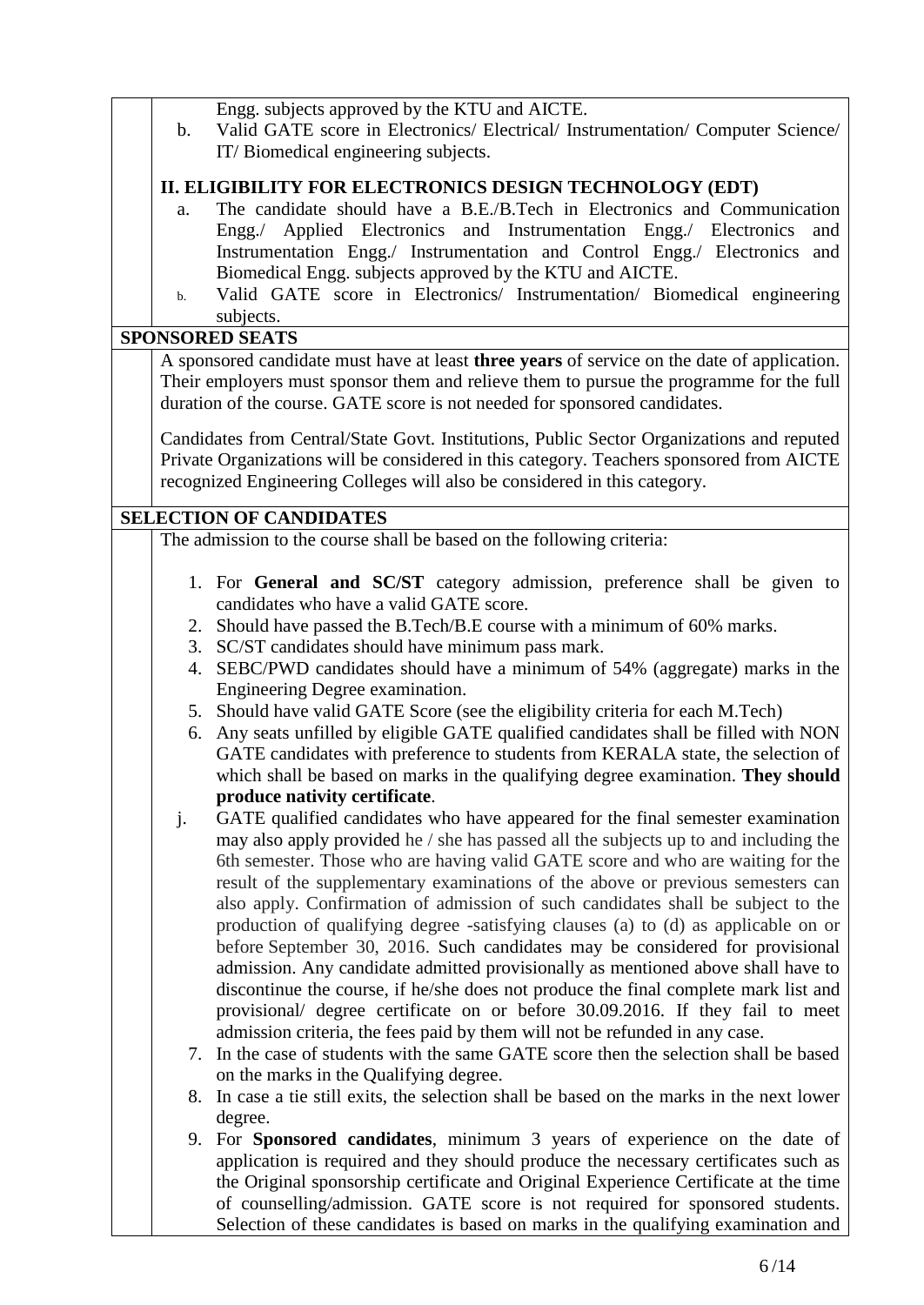Engg. subjects approved by the KTU and AICTE.

b. Valid GATE score in Electronics/ Electrical/ Instrumentation/ Computer Science/ IT/ Biomedical engineering subjects.

**II. ELIGIBILITY FOR ELECTRONICS DESIGN TECHNOLOGY (EDT)**

a. The candidate should have a B.E./B.Tech in Electronics and Communication Engg./ Applied Electronics and Instrumentation Engg./ Electronics and Instrumentation Engg./ Instrumentation and Control Engg./ Electronics and Biomedical Engg. subjects approved by the KTU and AICTE.

b. Valid GATE score in Electronics/ Instrumentation/ Biomedical engineering subjects.

**SPONSORED SEATS**

A sponsored candidate must have at least **three years** of service on the date of application. Their employers must sponsor them and relieve them to pursue the programme for the full duration of the course. GATE score is not needed for sponsored candidates.

Candidates from Central/State Govt. Institutions, Public Sector Organizations and reputed Private Organizations will be considered in this category. Teachers sponsored from AICTE recognized Engineering Colleges will also be considered in this category.

**SELECTION OF CANDIDATES**

The admission to the course shall be based on the following criteria:

1. For **General and SC/ST** category admission, preference shall be given to candidates who have a valid GATE score.
2. Should have passed the B.Tech/B.E course with a minimum of 60% marks.
3. SC/ST candidates should have minimum pass mark.
4. SEBC/PWD candidates should have a minimum of 54% (aggregate) marks in the Engineering Degree examination.
5. Should have valid GATE Score (see the eligibility criteria for each M.Tech)
6. Any seats unfilled by eligible GATE qualified candidates shall be filled with NON GATE candidates with preference to students from KERALA state, the selection of which shall be based on marks in the qualifying degree examination. **They should produce nativity certificate**.

j. GATE qualified candidates who have appeared for the final semester examination may also apply provided he / she has passed all the subjects up to and including the 6th semester. Those who are having valid GATE score and who are waiting for the result of the supplementary examinations of the above or previous semesters can also apply. Confirmation of admission of such candidates shall be subject to the production of qualifying degree -satisfying clauses (a) to (d) as applicable on or before September 30, 2016. Such candidates may be considered for provisional admission. Any candidate admitted provisionally as mentioned above shall have to discontinue the course, if he/she does not produce the final complete mark list and provisional/ degree certificate on or before 30.09.2016. If they fail to meet admission criteria, the fees paid by them will not be refunded in any case.

7. In the case of students with the same GATE score then the selection shall be based on the marks in the Qualifying degree.
8. In case a tie still exits, the selection shall be based on the marks in the next lower degree.
9. For **Sponsored candidates**, minimum 3 years of experience on the date of application is required and they should produce the necessary certificates such as the Original sponsorship certificate and Original Experience Certificate at the time of counselling/admission. GATE score is not required for sponsored students. Selection of these candidates is based on marks in the qualifying examination and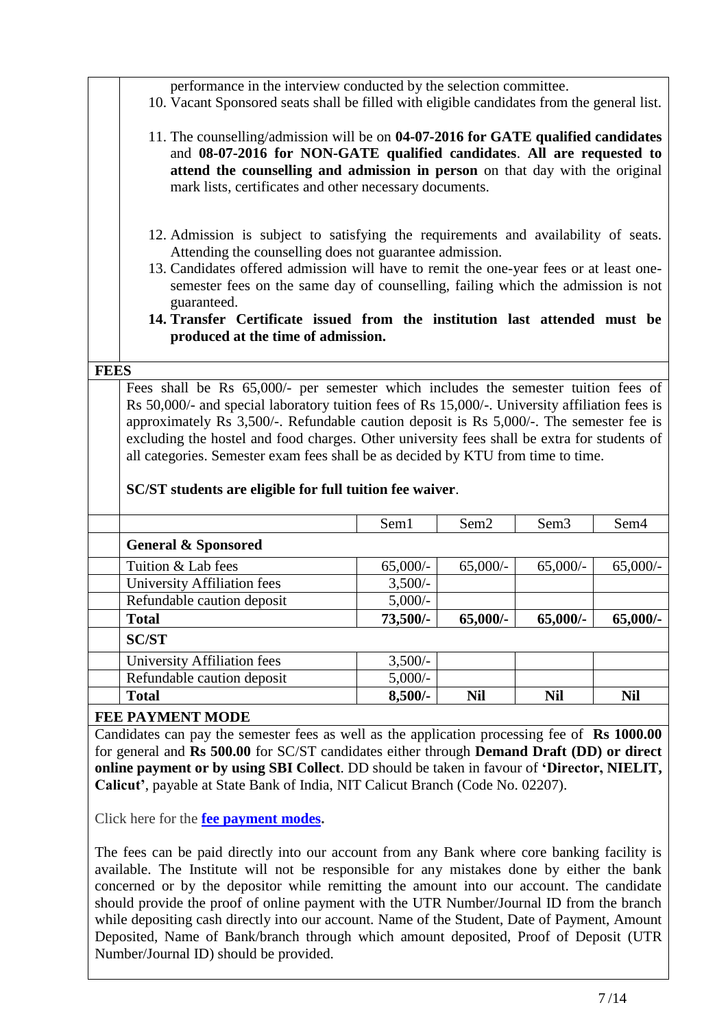performance in the interview conducted by the selection committee.

10. Vacant Sponsored seats shall be filled with eligible candidates from the general list.

11. The counselling/admission will be on **04-07-2016 for GATE qualified candidates** and **08-07-2016 for NON-GATE qualified candidates**. **All are requested to attend the counselling and admission in person** on that day with the original mark lists, certificates and other necessary documents.

12. Admission is subject to satisfying the requirements and availability of seats. Attending the counselling does not guarantee admission.
13. Candidates offered admission will have to remit the one-year fees or at least one-semester fees on the same day of counselling, failing which the admission is not guaranteed.
14. **Transfer Certificate issued from the institution last attended must be produced at the time of admission.**

## FEES

Fees shall be Rs 65,000/- per semester which includes the semester tuition fees of Rs 50,000/- and special laboratory tuition fees of Rs 15,000/-. University affiliation fees is approximately Rs 3,500/-. Refundable caution deposit is Rs 5,000/-. The semester fee is excluding the hostel and food charges. Other university fees shall be extra for students of all categories. Semester exam fees shall be as decided by KTU from time to time.

**SC/ST students are eligible for full tuition fee waiver**.

| | Sem1 | Sem2 | Sem3 | Sem4 |
|---|---|---|---|---|
| **General & Sponsored** | | | | |
| Tuition & Lab fees | 65,000/- | 65,000/- | 65,000/- | 65,000/- |
| University Affiliation fees | 3,500/- | | | |
| Refundable caution deposit | 5,000/- | | | |
| **Total** | **73,500/-** | **65,000/-** | **65,000/-** | **65,000/-** |
| **SC/ST** | | | | |
| University Affiliation fees | 3,500/- | | | |
| Refundable caution deposit | 5,000/- | | | |
| **Total** | **8,500/-** | **Nil** | **Nil** | **Nil** |

## FEE PAYMENT MODE

Candidates can pay the semester fees as well as the application processing fee of **Rs 1000.00** for general and **Rs 500.00** for SC/ST candidates either through **Demand Draft (DD) or direct online payment or by using SBI Collect**. DD should be taken in favour of **'Director, NIELIT, Calicut'**, payable at State Bank of India, NIT Calicut Branch (Code No. 02207).

Click here for the **fee payment modes.**

The fees can be paid directly into our account from any Bank where core banking facility is available. The Institute will not be responsible for any mistakes done by either the bank concerned or by the depositor while remitting the amount into our account. The candidate should provide the proof of online payment with the UTR Number/Journal ID from the branch while depositing cash directly into our account. Name of the Student, Date of Payment, Amount Deposited, Name of Bank/branch through which amount deposited, Proof of Deposit (UTR Number/Journal ID) should be provided.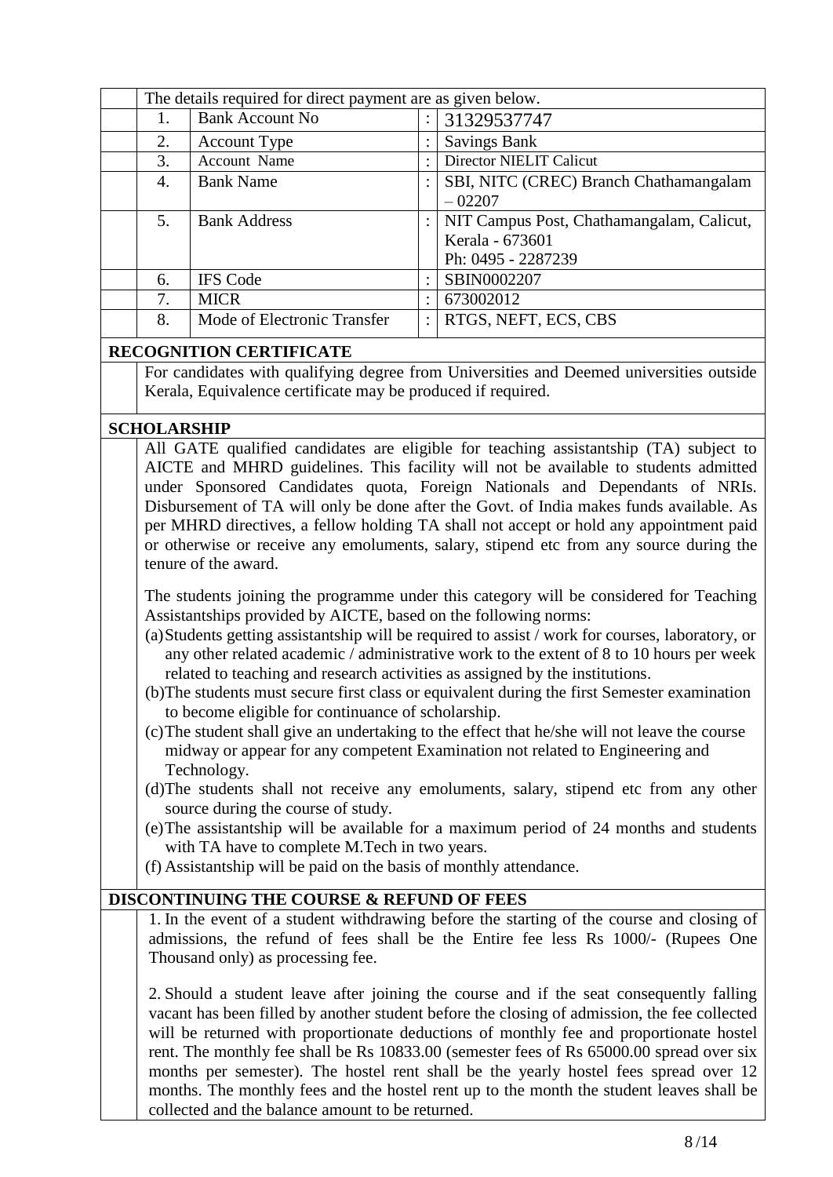The details required for direct payment are as given below.

| | | | |
|---|---|---|---|
| 1. | Bank Account No | : | 31329537747 |
| 2. | Account Type | : | Savings Bank |
| 3. | Account Name | : | Director NIELIT Calicut |
| 4. | Bank Name | : | SBI, NITC (CREC) Branch Chathamangalam – 02207 |
| 5. | Bank Address | : | NIT Campus Post, Chathamangalam, Calicut, Kerala - 673601<br>Ph: 0495 - 2287239 |
| 6. | IFS Code | : | SBIN0002207 |
| 7. | MICR | : | 673002012 |
| 8. | Mode of Electronic Transfer | : | RTGS, NEFT, ECS, CBS |

## RECOGNITION CERTIFICATE

For candidates with qualifying degree from Universities and Deemed universities outside Kerala, Equivalence certificate may be produced if required.

## SCHOLARSHIP

All GATE qualified candidates are eligible for teaching assistantship (TA) subject to AICTE and MHRD guidelines. This facility will not be available to students admitted under Sponsored Candidates quota, Foreign Nationals and Dependants of NRIs. Disbursement of TA will only be done after the Govt. of India makes funds available. As per MHRD directives, a fellow holding TA shall not accept or hold any appointment paid or otherwise or receive any emoluments, salary, stipend etc from any source during the tenure of the award.

The students joining the programme under this category will be considered for Teaching Assistantships provided by AICTE, based on the following norms:

(a) Students getting assistantship will be required to assist / work for courses, laboratory, or any other related academic / administrative work to the extent of 8 to 10 hours per week related to teaching and research activities as assigned by the institutions.

(b) The students must secure first class or equivalent during the first Semester examination to become eligible for continuance of scholarship.

(c) The student shall give an undertaking to the effect that he/she will not leave the course midway or appear for any competent Examination not related to Engineering and Technology.

(d) The students shall not receive any emoluments, salary, stipend etc from any other source during the course of study.

(e) The assistantship will be available for a maximum period of 24 months and students with TA have to complete M.Tech in two years.

(f) Assistantship will be paid on the basis of monthly attendance.

## DISCONTINUING THE COURSE & REFUND OF FEES

1. In the event of a student withdrawing before the starting of the course and closing of admissions, the refund of fees shall be the Entire fee less Rs 1000/- (Rupees One Thousand only) as processing fee.

2. Should a student leave after joining the course and if the seat consequently falling vacant has been filled by another student before the closing of admission, the fee collected will be returned with proportionate deductions of monthly fee and proportionate hostel rent. The monthly fee shall be Rs 10833.00 (semester fees of Rs 65000.00 spread over six months per semester). The hostel rent shall be the yearly hostel fees spread over 12 months. The monthly fees and the hostel rent up to the month the student leaves shall be collected and the balance amount to be returned.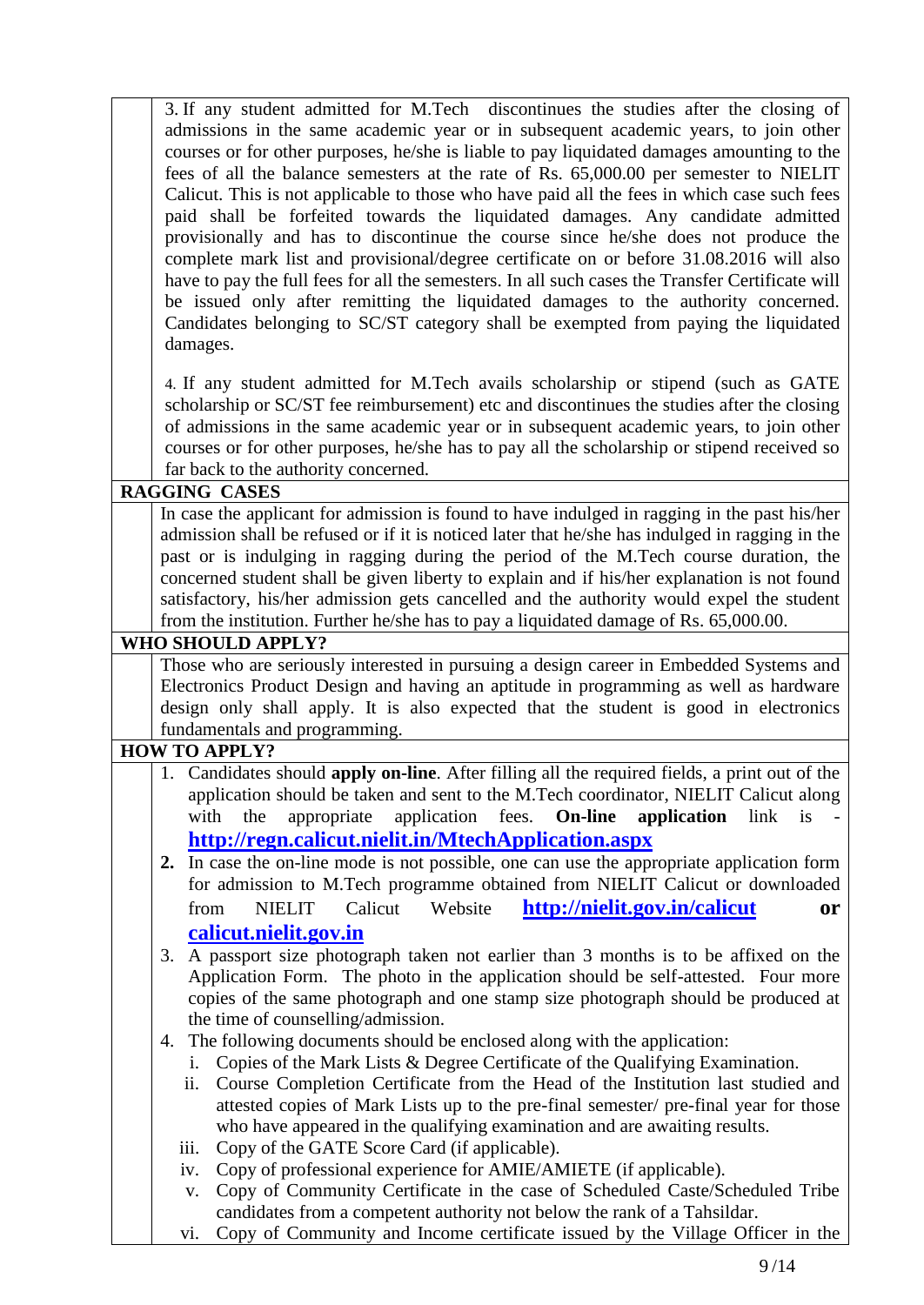3. If any student admitted for M.Tech discontinues the studies after the closing of admissions in the same academic year or in subsequent academic years, to join other courses or for other purposes, he/she is liable to pay liquidated damages amounting to the fees of all the balance semesters at the rate of Rs. 65,000.00 per semester to NIELIT Calicut. This is not applicable to those who have paid all the fees in which case such fees paid shall be forfeited towards the liquidated damages. Any candidate admitted provisionally and has to discontinue the course since he/she does not produce the complete mark list and provisional/degree certificate on or before 31.08.2016 will also have to pay the full fees for all the semesters. In all such cases the Transfer Certificate will be issued only after remitting the liquidated damages to the authority concerned. Candidates belonging to SC/ST category shall be exempted from paying the liquidated damages.

4. If any student admitted for M.Tech avails scholarship or stipend (such as GATE scholarship or SC/ST fee reimbursement) etc and discontinues the studies after the closing of admissions in the same academic year or in subsequent academic years, to join other courses or for other purposes, he/she has to pay all the scholarship or stipend received so far back to the authority concerned.

## RAGGING CASES

In case the applicant for admission is found to have indulged in ragging in the past his/her admission shall be refused or if it is noticed later that he/she has indulged in ragging in the past or is indulging in ragging during the period of the M.Tech course duration, the concerned student shall be given liberty to explain and if his/her explanation is not found satisfactory, his/her admission gets cancelled and the authority would expel the student from the institution. Further he/she has to pay a liquidated damage of Rs. 65,000.00.

## WHO SHOULD APPLY?

Those who are seriously interested in pursuing a design career in Embedded Systems and Electronics Product Design and having an aptitude in programming as well as hardware design only shall apply. It is also expected that the student is good in electronics fundamentals and programming.

## HOW TO APPLY?

1. Candidates should **apply on-line**. After filling all the required fields, a print out of the application should be taken and sent to the M.Tech coordinator, NIELIT Calicut along with the appropriate application fees. **On-line application** link is - **http://regn.calicut.nielit.in/MtechApplication.aspx**
2. In case the on-line mode is not possible, one can use the appropriate application form for admission to M.Tech programme obtained from NIELIT Calicut or downloaded from NIELIT Calicut Website **http://nielit.gov.in/calicut or calicut.nielit.gov.in**
3. A passport size photograph taken not earlier than 3 months is to be affixed on the Application Form. The photo in the application should be self-attested. Four more copies of the same photograph and one stamp size photograph should be produced at the time of counselling/admission.
4. The following documents should be enclosed along with the application:
   i. Copies of the Mark Lists & Degree Certificate of the Qualifying Examination.
   ii. Course Completion Certificate from the Head of the Institution last studied and attested copies of Mark Lists up to the pre-final semester/ pre-final year for those who have appeared in the qualifying examination and are awaiting results.
   iii. Copy of the GATE Score Card (if applicable).
   iv. Copy of professional experience for AMIE/AMIETE (if applicable).
   v. Copy of Community Certificate in the case of Scheduled Caste/Scheduled Tribe candidates from a competent authority not below the rank of a Tahsildar.
   vi. Copy of Community and Income certificate issued by the Village Officer in the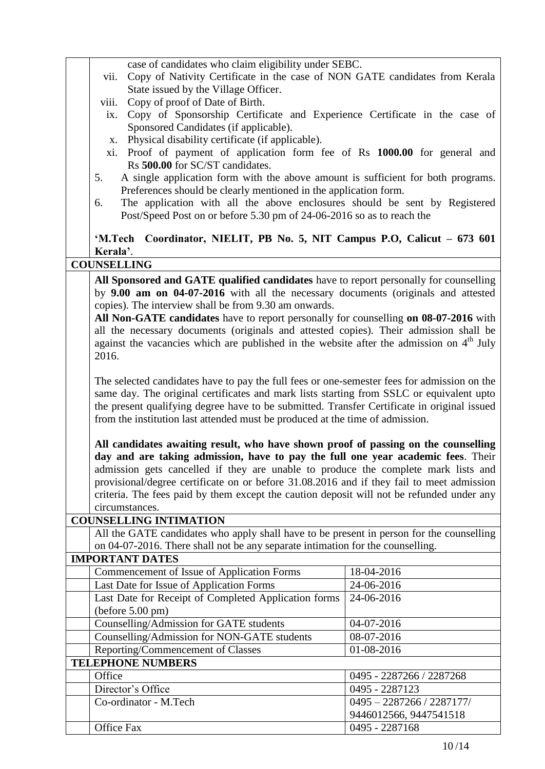case of candidates who claim eligibility under SEBC.

vii. Copy of Nativity Certificate in the case of NON GATE candidates from Kerala State issued by the Village Officer.

viii. Copy of proof of Date of Birth.

ix. Copy of Sponsorship Certificate and Experience Certificate in the case of Sponsored Candidates (if applicable).

x. Physical disability certificate (if applicable).

xi. Proof of payment of application form fee of Rs **1000.00** for general and Rs **500.00** for SC/ST candidates.

5. A single application form with the above amount is sufficient for both programs. Preferences should be clearly mentioned in the application form.

6. The application with all the above enclosures should be sent by Registered Post/Speed Post on or before 5.30 pm of 24-06-2016 so as to reach the

**'M.Tech Coordinator, NIELIT, PB No. 5, NIT Campus P.O, Calicut – 673 601 Kerala'**.

## COUNSELLING

**All Sponsored and GATE qualified candidates** have to report personally for counselling by **9.00 am on 04-07-2016** with all the necessary documents (originals and attested copies). The interview shall be from 9.30 am onwards.

**All Non-GATE candidates** have to report personally for counselling **on 08-07-2016** with all the necessary documents (originals and attested copies). Their admission shall be against the vacancies which are published in the website after the admission on 4th July 2016.

The selected candidates have to pay the full fees or one-semester fees for admission on the same day. The original certificates and mark lists starting from SSLC or equivalent upto the present qualifying degree have to be submitted. Transfer Certificate in original issued from the institution last attended must be produced at the time of admission.

**All candidates awaiting result, who have shown proof of passing on the counselling day and are taking admission, have to pay the full one year academic fees**. Their admission gets cancelled if they are unable to produce the complete mark lists and provisional/degree certificate on or before 31.08.2016 and if they fail to meet admission criteria. The fees paid by them except the caution deposit will not be refunded under any circumstances.

## COUNSELLING INTIMATION

All the GATE candidates who apply shall have to be present in person for the counselling on 04-07-2016. There shall not be any separate intimation for the counselling.

## IMPORTANT DATES

| | |
|---|---|
| Commencement of Issue of Application Forms | 18-04-2016 |
| Last Date for Issue of Application Forms | 24-06-2016 |
| Last Date for Receipt of Completed Application forms (before 5.00 pm) | 24-06-2016 |
| Counselling/Admission for GATE students | 04-07-2016 |
| Counselling/Admission for NON-GATE students | 08-07-2016 |
| Reporting/Commencement of Classes | 01-08-2016 |

## TELEPHONE NUMBERS

| | |
|---|---|
| Office | 0495 - 2287266 / 2287268 |
| Director's Office | 0495 - 2287123 |
| Co-ordinator - M.Tech | 0495 – 2287266 / 2287177/ 9446012566, 9447541518 |
| Office Fax | 0495 - 2287168 |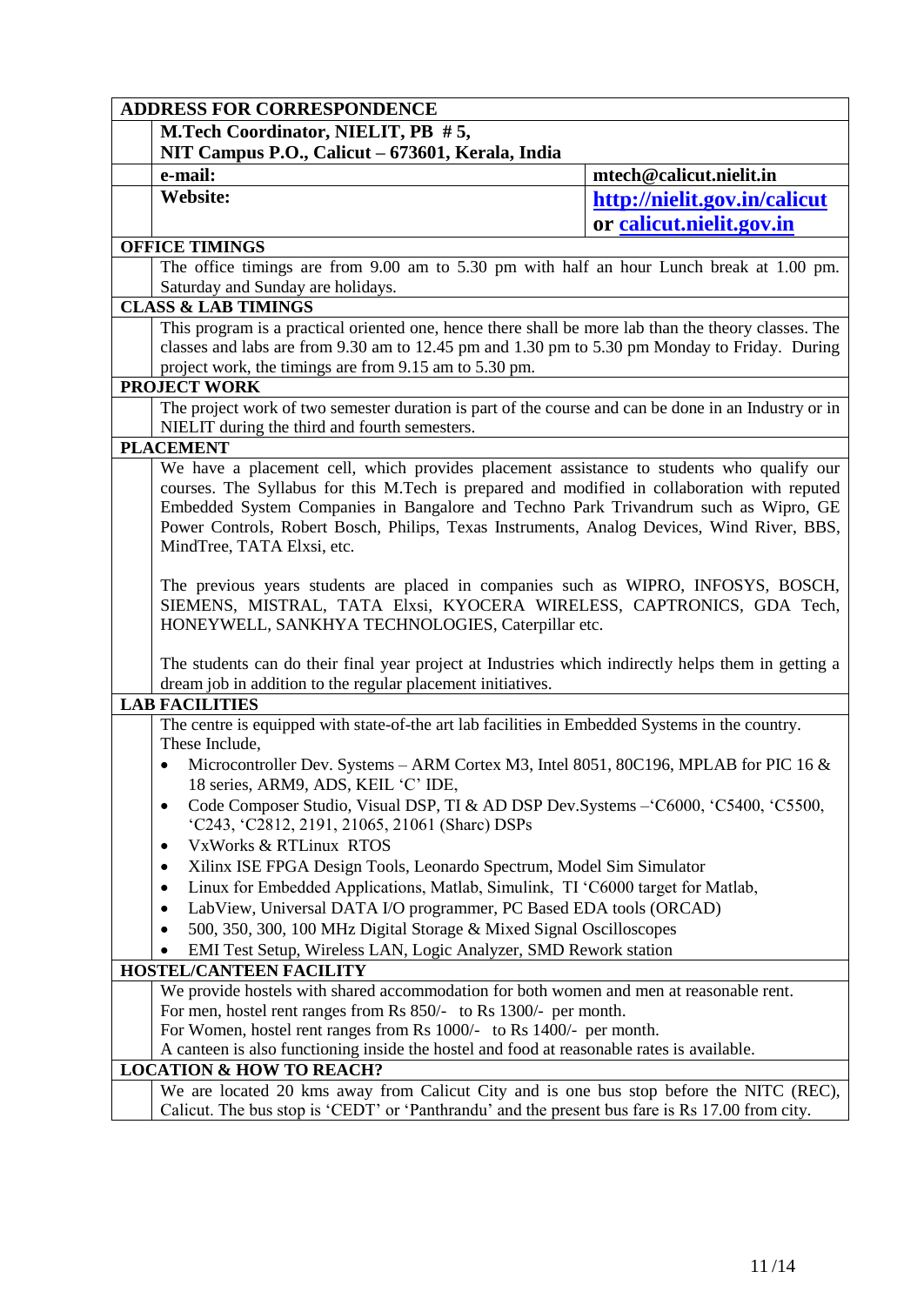## ADDRESS FOR CORRESPONDENCE

**M.Tech Coordinator, NIELIT, PB # 5,**
**NIT Campus P.O., Calicut – 673601, Kerala, India**

| | |
|---|---|
| **e-mail:** | **mtech@calicut.nielit.in** |
| **Website:** | **http://nielit.gov.in/calicut or calicut.nielit.gov.in** |

## OFFICE TIMINGS

The office timings are from 9.00 am to 5.30 pm with half an hour Lunch break at 1.00 pm. Saturday and Sunday are holidays.

## CLASS & LAB TIMINGS

This program is a practical oriented one, hence there shall be more lab than the theory classes. The classes and labs are from 9.30 am to 12.45 pm and 1.30 pm to 5.30 pm Monday to Friday. During project work, the timings are from 9.15 am to 5.30 pm.

## PROJECT WORK

The project work of two semester duration is part of the course and can be done in an Industry or in NIELIT during the third and fourth semesters.

## PLACEMENT

We have a placement cell, which provides placement assistance to students who qualify our courses. The Syllabus for this M.Tech is prepared and modified in collaboration with reputed Embedded System Companies in Bangalore and Techno Park Trivandrum such as Wipro, GE Power Controls, Robert Bosch, Philips, Texas Instruments, Analog Devices, Wind River, BBS, MindTree, TATA Elxsi, etc.

The previous years students are placed in companies such as WIPRO, INFOSYS, BOSCH, SIEMENS, MISTRAL, TATA Elxsi, KYOCERA WIRELESS, CAPTRONICS, GDA Tech, HONEYWELL, SANKHYA TECHNOLOGIES, Caterpillar etc.

The students can do their final year project at Industries which indirectly helps them in getting a dream job in addition to the regular placement initiatives.

## LAB FACILITIES

The centre is equipped with state-of-the art lab facilities in Embedded Systems in the country. These Include,

- Microcontroller Dev. Systems – ARM Cortex M3, Intel 8051, 80C196, MPLAB for PIC 16 & 18 series, ARM9, ADS, KEIL 'C' IDE,
- Code Composer Studio, Visual DSP, TI & AD DSP Dev.Systems –'C6000, 'C5400, 'C5500, 'C243, 'C2812, 2191, 21065, 21061 (Sharc) DSPs
- VxWorks & RTLinux RTOS
- Xilinx ISE FPGA Design Tools, Leonardo Spectrum, Model Sim Simulator
- Linux for Embedded Applications, Matlab, Simulink, TI 'C6000 target for Matlab,
- LabView, Universal DATA I/O programmer, PC Based EDA tools (ORCAD)
- 500, 350, 300, 100 MHz Digital Storage & Mixed Signal Oscilloscopes
- EMI Test Setup, Wireless LAN, Logic Analyzer, SMD Rework station

## HOSTEL/CANTEEN FACILITY

We provide hostels with shared accommodation for both women and men at reasonable rent.
For men, hostel rent ranges from Rs 850/- to Rs 1300/- per month.
For Women, hostel rent ranges from Rs 1000/- to Rs 1400/- per month.
A canteen is also functioning inside the hostel and food at reasonable rates is available.

## LOCATION & HOW TO REACH?

We are located 20 kms away from Calicut City and is one bus stop before the NITC (REC), Calicut. The bus stop is 'CEDT' or 'Panthrandu' and the present bus fare is Rs 17.00 from city.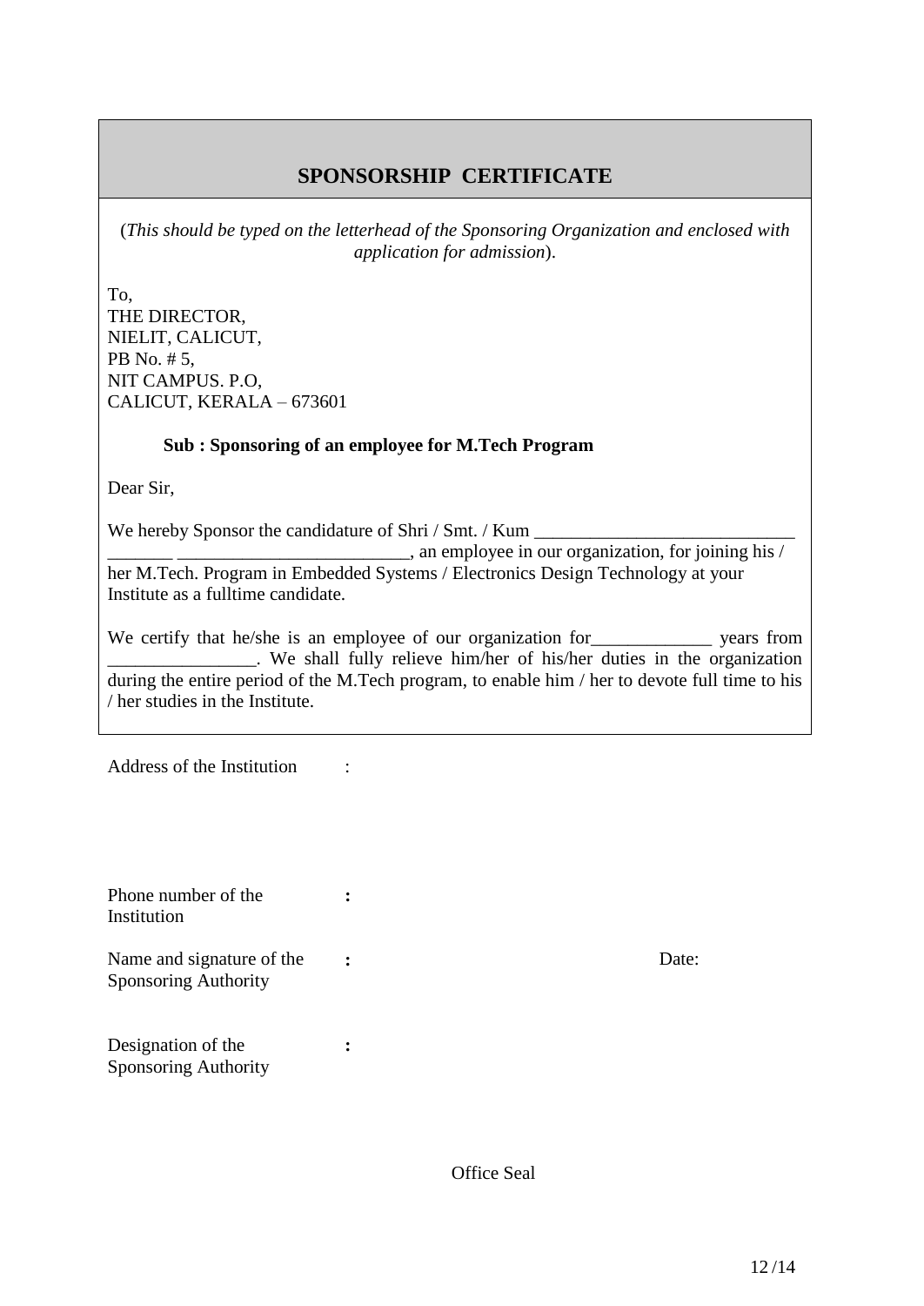## SPONSORSHIP CERTIFICATE

(*This should be typed on the letterhead of the Sponsoring Organization and enclosed with application for admission*).

To,
THE DIRECTOR,
NIELIT, CALICUT,
PB No. # 5,
NIT CAMPUS. P.O,
CALICUT, KERALA – 673601

**Sub : Sponsoring of an employee for M.Tech Program**

Dear Sir,

We hereby Sponsor the candidature of Shri / Smt. / Kum ____________________________ _______ _________________________, an employee in our organization, for joining his / her M.Tech. Program in Embedded Systems / Electronics Design Technology at your Institute as a fulltime candidate.

We certify that he/she is an employee of our organization for_____________ years from ________________. We shall fully relieve him/her of his/her duties in the organization during the entire period of the M.Tech program, to enable him / her to devote full time to his / her studies in the Institute.

Address of the Institution :

Phone number of the Institution :

Name and signature of the Sponsoring Authority : Date:

Designation of the Sponsoring Authority :

Office Seal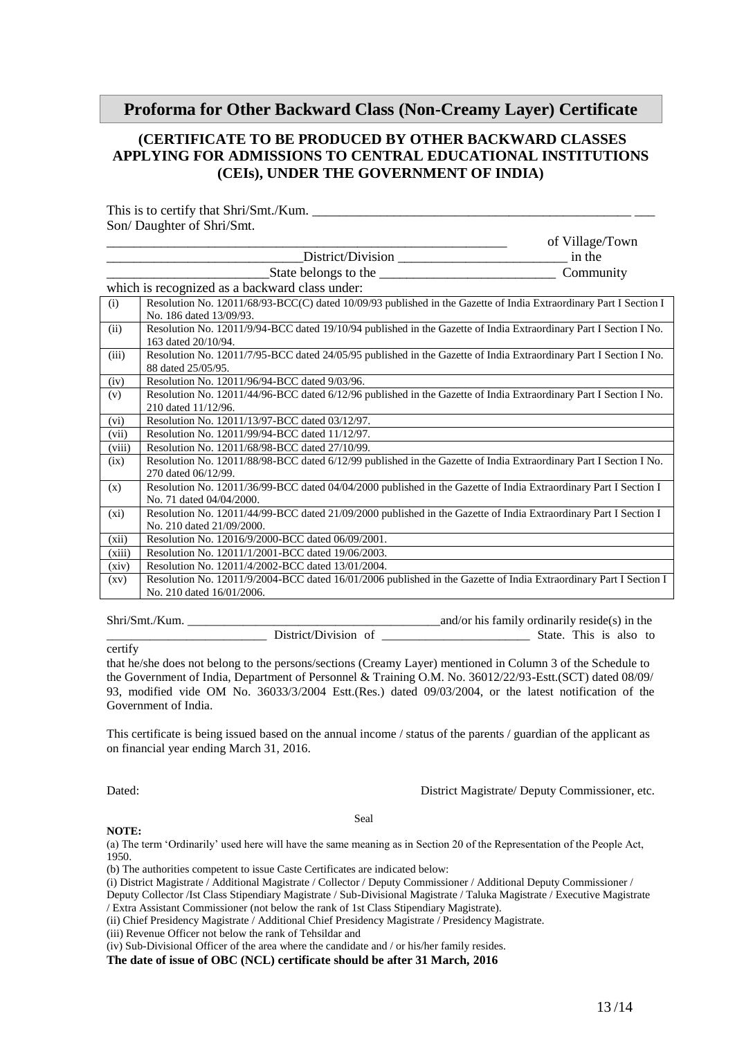## Proforma for Other Backward Class (Non-Creamy Layer) Certificate

### (CERTIFICATE TO BE PRODUCED BY OTHER BACKWARD CLASSES APPLYING FOR ADMISSIONS TO CENTRAL EDUCATIONAL INSTITUTIONS (CEIs), UNDER THE GOVERNMENT OF INDIA)

This is to certify that Shri/Smt./Kum. _________________________________________________ ___
Son/ Daughter of Shri/Smt.
______________________________________________________________ of Village/Town
____________________________District/Division _________________________ in the
_______________________State belongs to the _________________________ Community
which is recognized as a backward class under:

| | |
|---|---|
| (i) | Resolution No. 12011/68/93-BCC(C) dated 10/09/93 published in the Gazette of India Extraordinary Part I Section I No. 186 dated 13/09/93. |
| (ii) | Resolution No. 12011/9/94-BCC dated 19/10/94 published in the Gazette of India Extraordinary Part I Section I No. 163 dated 20/10/94. |
| (iii) | Resolution No. 12011/7/95-BCC dated 24/05/95 published in the Gazette of India Extraordinary Part I Section I No. 88 dated 25/05/95. |
| (iv) | Resolution No. 12011/96/94-BCC dated 9/03/96. |
| (v) | Resolution No. 12011/44/96-BCC dated 6/12/96 published in the Gazette of India Extraordinary Part I Section I No. 210 dated 11/12/96. |
| (vi) | Resolution No. 12011/13/97-BCC dated 03/12/97. |
| (vii) | Resolution No. 12011/99/94-BCC dated 11/12/97. |
| (viii) | Resolution No. 12011/68/98-BCC dated 27/10/99. |
| (ix) | Resolution No. 12011/88/98-BCC dated 6/12/99 published in the Gazette of India Extraordinary Part I Section I No. 270 dated 06/12/99. |
| (x) | Resolution No. 12011/36/99-BCC dated 04/04/2000 published in the Gazette of India Extraordinary Part I Section I No. 71 dated 04/04/2000. |
| (xi) | Resolution No. 12011/44/99-BCC dated 21/09/2000 published in the Gazette of India Extraordinary Part I Section I No. 210 dated 21/09/2000. |
| (xii) | Resolution No. 12016/9/2000-BCC dated 06/09/2001. |
| (xiii) | Resolution No. 12011/1/2001-BCC dated 19/06/2003. |
| (xiv) | Resolution No. 12011/4/2002-BCC dated 13/01/2004. |
| (xv) | Resolution No. 12011/9/2004-BCC dated 16/01/2006 published in the Gazette of India Extraordinary Part I Section I No. 210 dated 16/01/2006. |

Shri/Smt./Kum. _________________________________________and/or his family ordinarily reside(s) in the
_________________________ District/Division of ________________________ State. This is also to certify
that he/she does not belong to the persons/sections (Creamy Layer) mentioned in Column 3 of the Schedule to the Government of India, Department of Personnel & Training O.M. No. 36012/22/93-Estt.(SCT) dated 08/09/93, modified vide OM No. 36033/3/2004 Estt.(Res.) dated 09/03/2004, or the latest notification of the Government of India.

This certificate is being issued based on the annual income / status of the parents / guardian of the applicant as on financial year ending March 31, 2016.

Dated: District Magistrate/ Deputy Commissioner, etc.

Seal

**NOTE:**

(a) The term 'Ordinarily' used here will have the same meaning as in Section 20 of the Representation of the People Act, 1950.

(b) The authorities competent to issue Caste Certificates are indicated below:

(i) District Magistrate / Additional Magistrate / Collector / Deputy Commissioner / Additional Deputy Commissioner / Deputy Collector /Ist Class Stipendiary Magistrate / Sub-Divisional Magistrate / Taluka Magistrate / Executive Magistrate / Extra Assistant Commissioner (not below the rank of 1st Class Stipendiary Magistrate).

(ii) Chief Presidency Magistrate / Additional Chief Presidency Magistrate / Presidency Magistrate.

(iii) Revenue Officer not below the rank of Tehsildar and

(iv) Sub-Divisional Officer of the area where the candidate and / or his/her family resides.

**The date of issue of OBC (NCL) certificate should be after 31 March, 2016**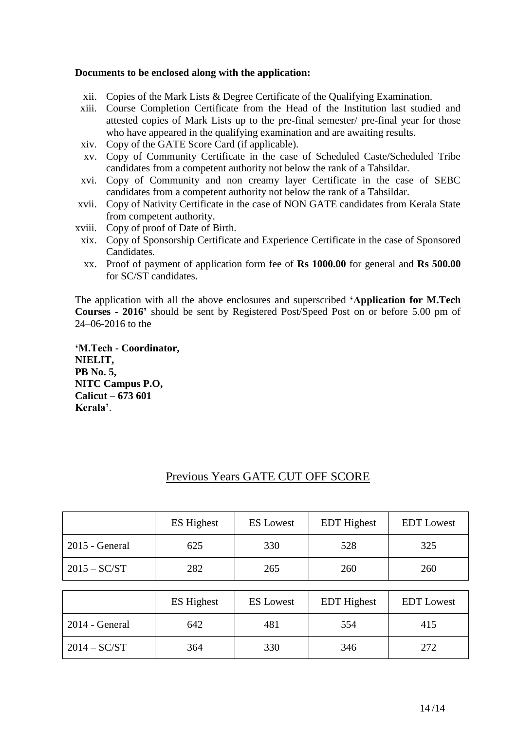**Documents to be enclosed along with the application:**

xii. Copies of the Mark Lists & Degree Certificate of the Qualifying Examination.

xiii. Course Completion Certificate from the Head of the Institution last studied and attested copies of Mark Lists up to the pre-final semester/ pre-final year for those who have appeared in the qualifying examination and are awaiting results.

xiv. Copy of the GATE Score Card (if applicable).

xv. Copy of Community Certificate in the case of Scheduled Caste/Scheduled Tribe candidates from a competent authority not below the rank of a Tahsildar.

xvi. Copy of Community and non creamy layer Certificate in the case of SEBC candidates from a competent authority not below the rank of a Tahsildar.

xvii. Copy of Nativity Certificate in the case of NON GATE candidates from Kerala State from competent authority.

xviii. Copy of proof of Date of Birth.

xix. Copy of Sponsorship Certificate and Experience Certificate in the case of Sponsored Candidates.

xx. Proof of payment of application form fee of **Rs 1000.00** for general and **Rs 500.00** for SC/ST candidates.

The application with all the above enclosures and superscribed **'Application for M.Tech Courses - 2016'** should be sent by Registered Post/Speed Post on or before 5.00 pm of 24–06-2016 to the

**'M.Tech - Coordinator,**
**NIELIT,**
**PB No. 5,**
**NITC Campus P.O,**
**Calicut – 673 601**
**Kerala'**.

## Previous Years GATE CUT OFF SCORE

| | ES Highest | ES Lowest | EDT Highest | EDT Lowest |
|---|---|---|---|---|
| 2015 - General | 625 | 330 | 528 | 325 |
| 2015 – SC/ST | 282 | 265 | 260 | 260 |

| | ES Highest | ES Lowest | EDT Highest | EDT Lowest |
|---|---|---|---|---|
| 2014 - General | 642 | 481 | 554 | 415 |
| 2014 – SC/ST | 364 | 330 | 346 | 272 |